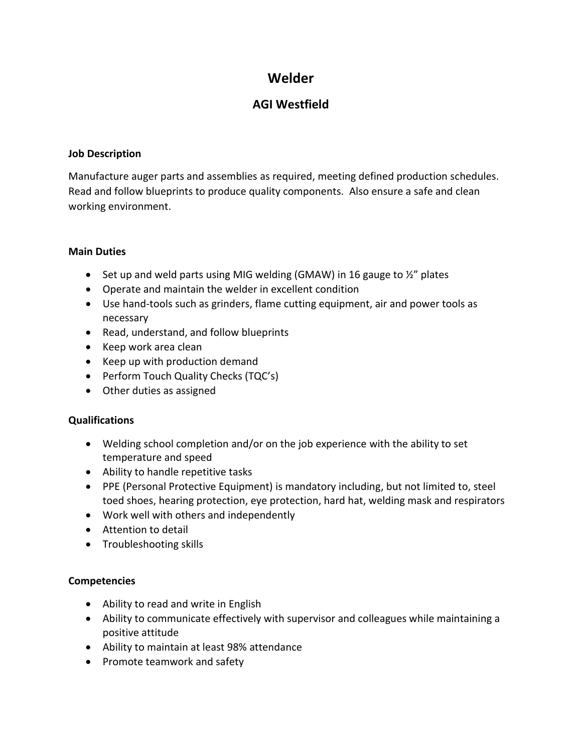# Welder

## AGI Westfield

**Job Description**

Manufacture auger parts and assemblies as required, meeting defined production schedules. Read and follow blueprints to produce quality components. Also ensure a safe and clean working environment.

**Main Duties**

- Set up and weld parts using MIG welding (GMAW) in 16 gauge to ½" plates
- Operate and maintain the welder in excellent condition
- Use hand-tools such as grinders, flame cutting equipment, air and power tools as necessary
- Read, understand, and follow blueprints
- Keep work area clean
- Keep up with production demand
- Perform Touch Quality Checks (TQC's)
- Other duties as assigned

**Qualifications**

- Welding school completion and/or on the job experience with the ability to set temperature and speed
- Ability to handle repetitive tasks
- PPE (Personal Protective Equipment) is mandatory including, but not limited to, steel toed shoes, hearing protection, eye protection, hard hat, welding mask and respirators
- Work well with others and independently
- Attention to detail
- Troubleshooting skills

**Competencies**

- Ability to read and write in English
- Ability to communicate effectively with supervisor and colleagues while maintaining a positive attitude
- Ability to maintain at least 98% attendance
- Promote teamwork and safety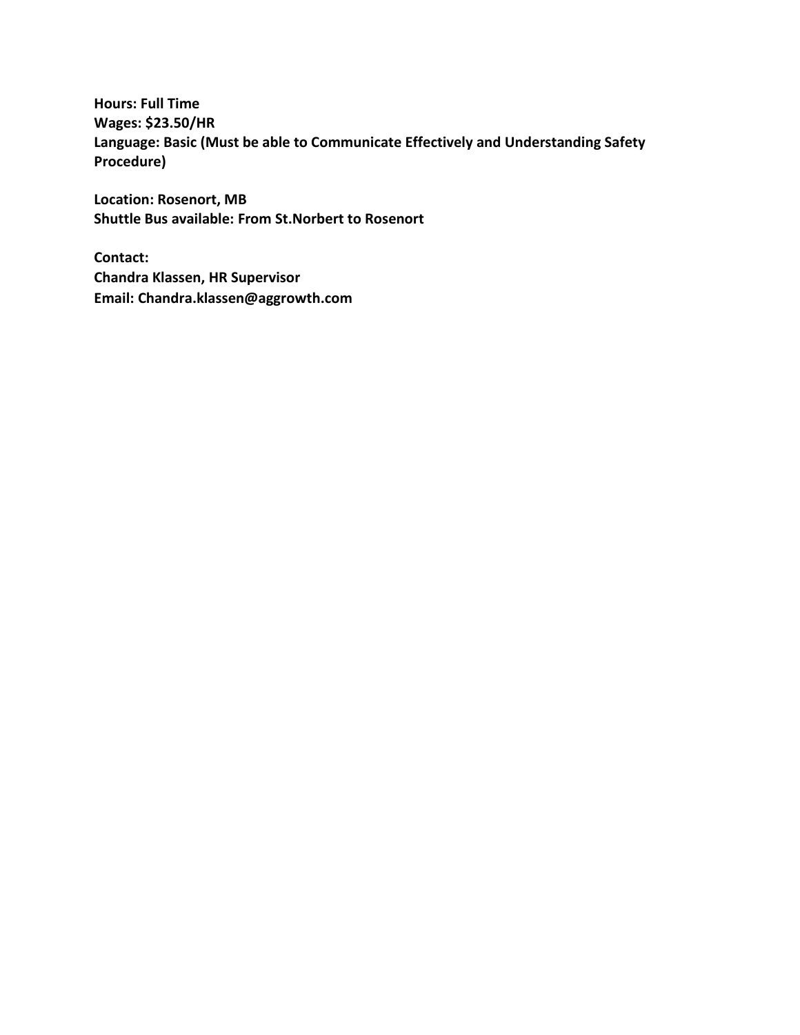**Hours: Full Time**
**Wages: $23.50/HR**
**Language: Basic (Must be able to Communicate Effectively and Understanding Safety Procedure)**

**Location: Rosenort, MB**
**Shuttle Bus available: From St.Norbert to Rosenort**

**Contact:**
**Chandra Klassen, HR Supervisor**
**Email: Chandra.klassen@aggrowth.com**